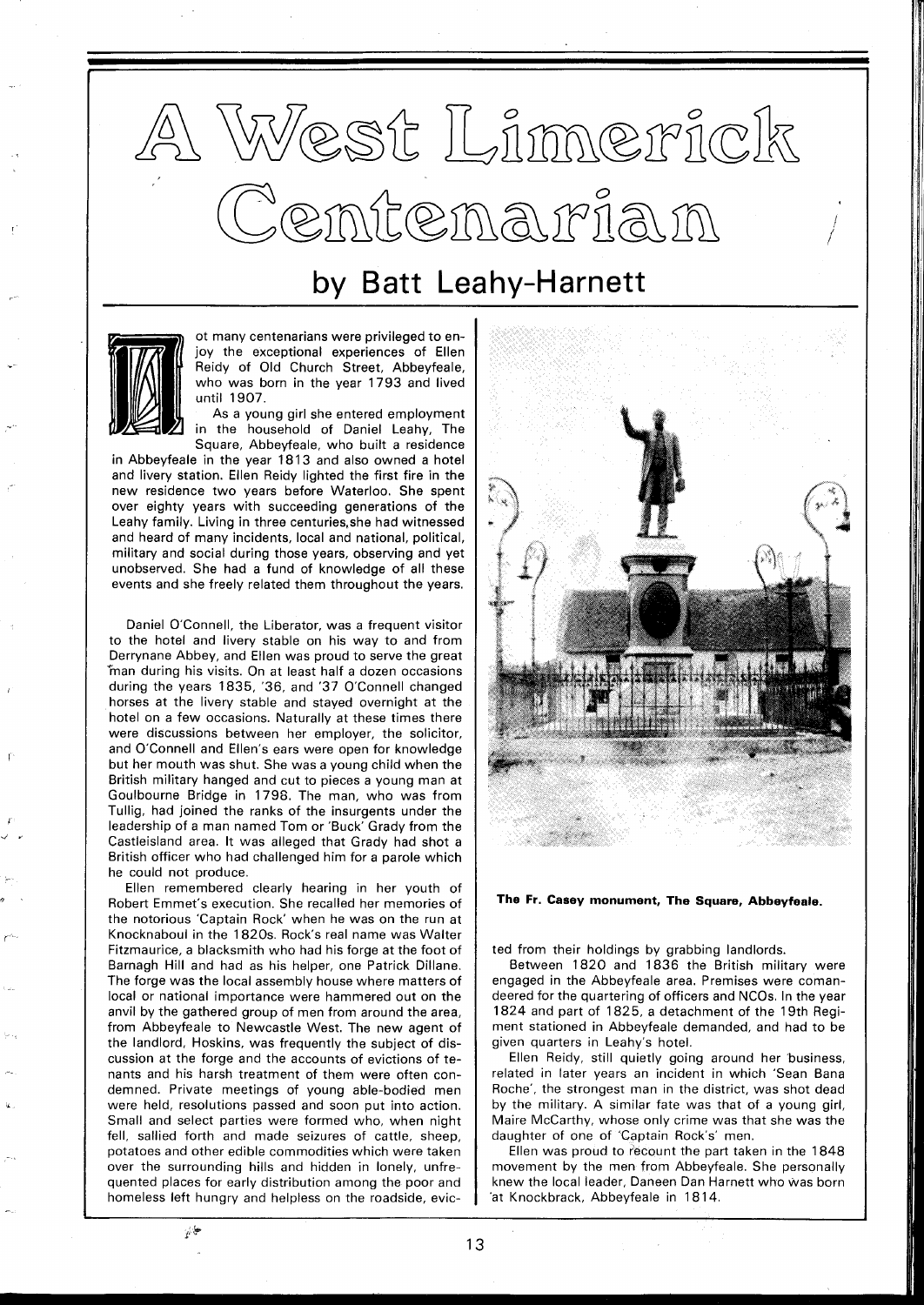# A West Limerick Centenarian

## by Batt Leahy-Harnett

Not many centenarians were privileged to enjoy the exceptional experiences of Ellen Reidy of Old Church Street, Abbeyfeale, who was born in the year 1793 and lived until 1907.

As a young girl she entered employment in the household of Daniel Leahy, The Square, Abbeyfeale, who built a residence in Abbeyfeale in the year 1813 and also owned a hotel and livery station. Ellen Reidy lighted the first fire in the new residence two years before Waterloo. She spent over eighty years with succeeding generations of the Leahy family. Living in three centuries, she had witnessed and heard of many incidents, local and national, political, military and social during those years, observing and yet unobserved. She had a fund of knowledge of all these events and she freely related them throughout the years.

Daniel O'Connell, the Liberator, was a frequent visitor to the hotel and livery stable on his way to and from Derrynane Abbey, and Ellen was proud to serve the great man during his visits. On at least half a dozen occasions during the years 1835, '36, and '37 O'Connell changed horses at the livery stable and stayed overnight at the hotel on a few occasions. Naturally at these times there were discussions between her employer, the solicitor, and O'Connell and Ellen's ears were open for knowledge but her mouth was shut. She was a young child when the British military hanged and cut to pieces a young man at Goulbourne Bridge in 1798. The man, who was from Tullig, had joined the ranks of the insurgents under the leadership of a man named Tom or 'Buck' Grady from the Castleisland area. It was alleged that Grady had shot a British officer who had challenged him for a parole which he could not produce.

Ellen remembered clearly hearing in her youth of Robert Emmet's execution. She recalled her memories of the notorious 'Captain Rock' when he was on the run at Knocknaboul in the 1820s. Rock's real name was Walter Fitzmaurice, a blacksmith who had his forge at the foot of Barnagh Hill and had as his helper, one Patrick Dillane. The forge was the local assembly house where matters of local or national importance were hammered out on the anvil by the gathered group of men from around the area, from Abbeyfeale to Newcastle West. The new agent of the landlord, Hoskins, was frequently the subject of discussion at the forge and the accounts of evictions of tenants and his harsh treatment of them were often condemned. Private meetings of young able-bodied men were held, resolutions passed and soon put into action. Small and select parties were formed who, when night fell, sallied forth and made seizures of cattle, sheep, potatoes and other edible commodities which were taken over the surrounding hills and hidden in lonely, unfrequented places for early distribution among the poor and homeless left hungry and helpless on the roadside, evicted from their holdings by grabbing landlords.

**The Fr. Casey monument, The Square, Abbeyfeale.**

Between 1820 and 1836 the British military were engaged in the Abbeyfeale area. Premises were comandeered for the quartering of officers and NCOs. In the year 1824 and part of 1825, a detachment of the 19th Regiment stationed in Abbeyfeale demanded, and had to be given quarters in Leahy's hotel.

Ellen Reidy, still quietly going around her business, related in later years an incident in which 'Sean Bana Roche', the strongest man in the district, was shot dead by the military. A similar fate was that of a young girl, Maire McCarthy, whose only crime was that she was the daughter of one of 'Captain Rock's' men.

Ellen was proud to recount the part taken in the 1848 movement by the men from Abbeyfeale. She personally knew the local leader, Daneen Dan Harnett who was born at Knockbrack, Abbeyfeale in 1814.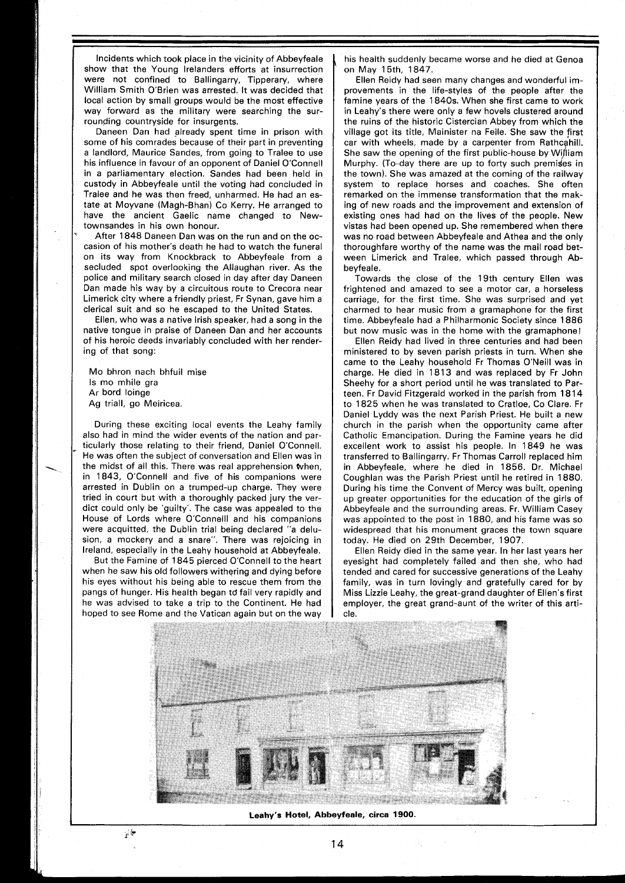Incidents which took place in the vicinity of Abbeyfeale show that the Young Irelanders efforts at insurrection were not confined to Ballingarry, Tipperary, where William Smith O'Brien was arrested. It was decided that local action by small groups would be the most effective way forward as the military were searching the surrounding countryside for insurgents.

Daneen Dan had already spent time in prison with some of his comrades because of their part in preventing a landlord, Maurice Sandes, from going to Tralee to use his influence in favour of an opponent of Daniel O'Connell in a parliamentary election. Sandes had been held in custody in Abbeyfeale until the voting had concluded in Tralee and he was then freed, unharmed. He had an estate at Moyvane (Magh-Bhan) Co Kerry. He arranged to have the ancient Gaelic name changed to Newtownsandes in his own honour.

After 1848 Daneen Dan was on the run and on the occasion of his mother's death he had to watch the funeral on its way from Knockbrack to Abbeyfeale from a secluded spot overlooking the Allaughan river. As the police and military search closed in day after day Daneen Dan made his way by a circuitous route to Crecora near Limerick city where a friendly priest, Fr Synan, gave him a clerical suit and so he escaped to the United States.

Ellen, who was a native Irish speaker, had a song in the native tongue in praise of Daneen Dan and her accounts of his heroic deeds invariably concluded with her rendering of that song:

Mo bhron nach bhfuil mise
Is mo mhile gra
Ar bord loinge
Ag triall, go Meiricea.

During these exciting local events the Leahy family also had in mind the wider events of the nation and particularly those relating to their friend, Daniel O'Connell. He was often the subject of conversation and Ellen was in the midst of all this. There was real apprehension when, in 1843, O'Connell and five of his companions were arrested in Dublin on a trumped-up charge. They were tried in court but with a thoroughly packed jury the verdict could only be 'guilty'. The case was appealed to the House of Lords where O'Connelll and his companions were acquitted, the Dublin trial being declared "a delusion, a mockery and a snare". There was rejoicing in Ireland, especially in the Leahy household at Abbeyfeale.

But the Famine of 1845 pierced O'Connell to the heart when he saw his old followers withering and dying before his eyes without his being able to rescue them from the pangs of hunger. His health began to fail very rapidly and he was advised to take a trip to the Continent. He had hoped to see Rome and the Vatican again but on the way his health suddenly became worse and he died at Genoa on May 15th, 1847.

Ellen Reidy had seen many changes and wonderful improvements in the life-styles of the people after the famine years of the 1840s. When she first came to work in Leahy's there were only a few hovels clustered around the ruins of the historic Cistercian Abbey from which the village got its title, Mainister na Feile. She saw the first car with wheels, made by a carpenter from Rathcahill. She saw the opening of the first public-house by William Murphy. (To-day there are up to forty such premises in the town). She was amazed at the coming of the railway system to replace horses and coaches. She often remarked on the immense transformation that the making of new roads and the improvement and extension of existing ones had had on the lives of the people. New vistas had been opened up. She remembered when there was no road between Abbeyfeale and Athea and the only thoroughfare worthy of the name was the mail road between Limerick and Tralee, which passed through Abbeyfeale.

Towards the close of the 19th century Ellen was frightened and amazed to see a motor car, a horseless carriage, for the first time. She was surprised and yet charmed to hear music from a gramaphone for the first time. Abbeyfeale had a Philharmonic Society since 1886 but now music was in the home with the gramaphone!

Ellen Reidy had lived in three centuries and had been ministered to by seven parish priests in turn. When she came to the Leahy household Fr Thomas O'Neill was in charge. He died in 1813 and was replaced by Fr John Sheehy for a short period until he was translated to Parteen. Fr David Fitzgerald worked in the parish from 1814 to 1825 when he was translated to Cratloe, Co Clare. Fr Daniel Lyddy was the next Parish Priest. He built a new church in the parish when the opportunity came after Catholic Emancipation. During the Famine years he did excellent work to assist his people. In 1849 he was transferred to Ballingarry. Fr Thomas Carroll replaced him in Abbeyfeale, where he died in 1856. Dr. Michael Coughlan was the Parish Priest until he retired in 1880. During his time the Convent of Mercy was built, opening up greater opportunities for the education of the girls of Abbeyfeale and the surrounding areas. Fr. William Casey was appointed to the post in 1880, and his fame was so widespread that his monument graces the town square today. He died on 29th December, 1907.

Ellen Reidy died in the same year. In her last years her eyesight had completely failed and then she, who had tended and cared for successive generations of the Leahy family, was in turn lovingly and gratefully cared for by Miss Lizzie Leahy, the great-grand daughter of Ellen's first employer, the great grand-aunt of the writer of this article.

**Leahy's Hotel, Abbeyfeale, circa 1900.**